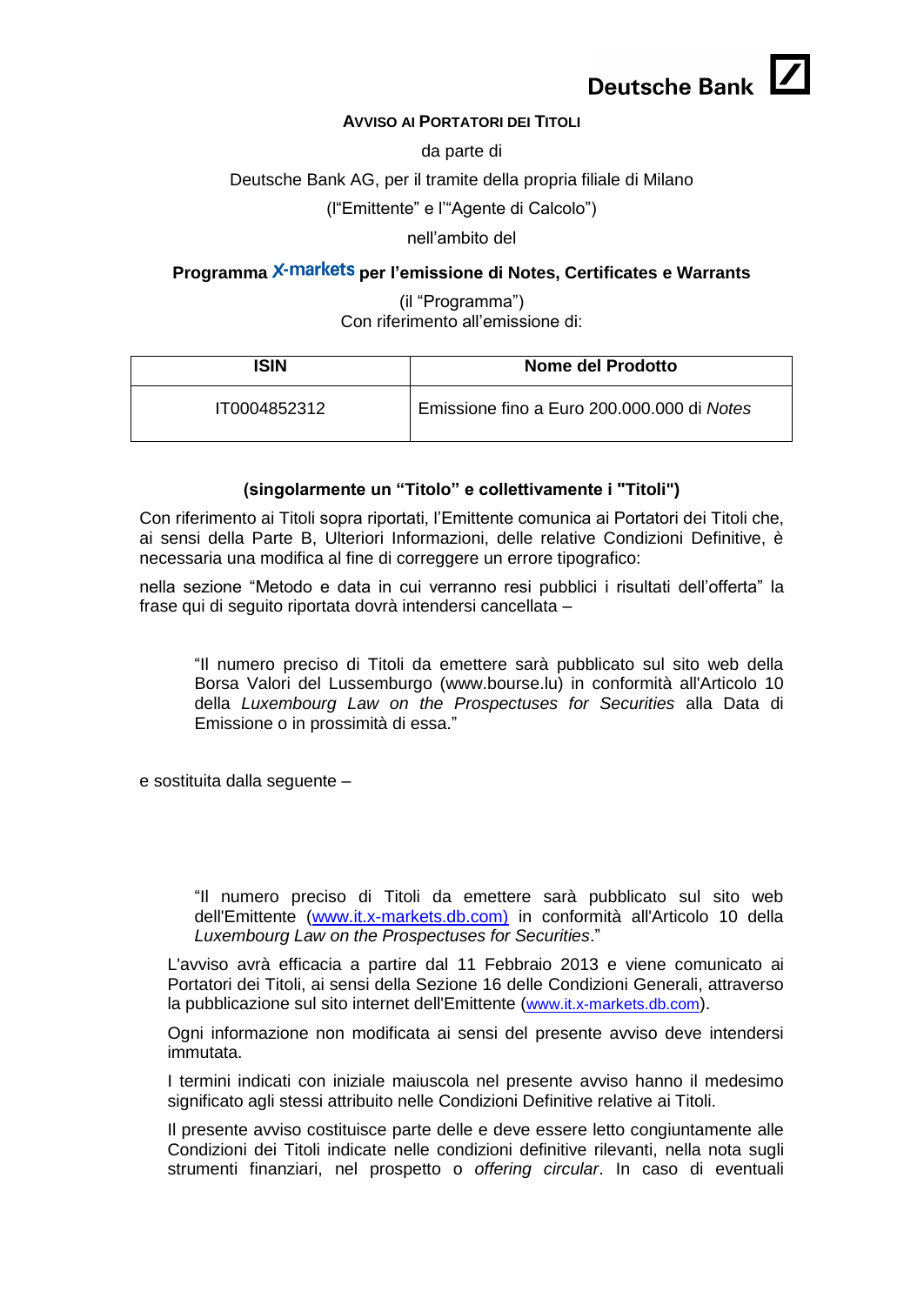Deutsche Bank

**AVVISO AI PORTATORI DEI TITOLI**

da parte di

Deutsche Bank AG, per il tramite della propria filiale di Milano

(l'"Emittente" e l'"Agente di Calcolo")

nell'ambito del

**Programma X-markets per l'emissione di Notes, Certificates e Warrants**

(il "Programma")

Con riferimento all'emissione di:

| ISIN | Nome del Prodotto |
|---|---|
| IT0004852312 | Emissione fino a Euro 200.000.000 di *Notes* |

**(singolarmente un "Titolo" e collettivamente i "Titoli")**

Con riferimento ai Titoli sopra riportati, l'Emittente comunica ai Portatori dei Titoli che, ai sensi della Parte B, Ulteriori Informazioni, delle relative Condizioni Definitive, è necessaria una modifica al fine di correggere un errore tipografico:

nella sezione "Metodo e data in cui verranno resi pubblici i risultati dell'offerta" la frase qui di seguito riportata dovrà intendersi cancellata –

> "Il numero preciso di Titoli da emettere sarà pubblicato sul sito web della Borsa Valori del Lussemburgo (www.bourse.lu) in conformità all'Articolo 10 della *Luxembourg Law on the Prospectuses for Securities* alla Data di Emissione o in prossimità di essa."

e sostituita dalla seguente –

> "Il numero preciso di Titoli da emettere sarà pubblicato sul sito web dell'Emittente (www.it.x-markets.db.com) in conformità all'Articolo 10 della *Luxembourg Law on the Prospectuses for Securities*."

L'avviso avrà efficacia a partire dal 11 Febbraio 2013 e viene comunicato ai Portatori dei Titoli, ai sensi della Sezione 16 delle Condizioni Generali, attraverso la pubblicazione sul sito internet dell'Emittente (www.it.x-markets.db.com).

Ogni informazione non modificata ai sensi del presente avviso deve intendersi immutata.

I termini indicati con iniziale maiuscola nel presente avviso hanno il medesimo significato agli stessi attribuito nelle Condizioni Definitive relative ai Titoli.

Il presente avviso costituisce parte delle e deve essere letto congiuntamente alle Condizioni dei Titoli indicate nelle condizioni definitive rilevanti, nella nota sugli strumenti finanziari, nel prospetto o *offering circular*. In caso di eventuali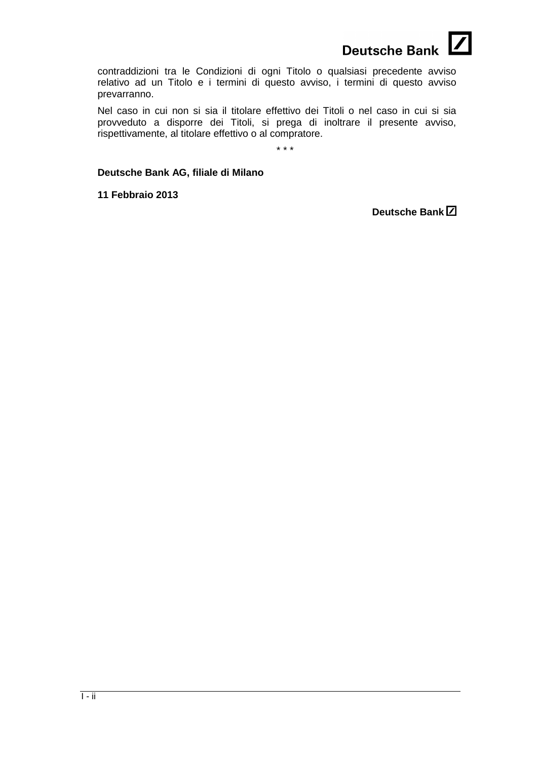contraddizioni tra le Condizioni di ogni Titolo o qualsiasi precedente avviso relativo ad un Titolo e i termini di questo avviso, i termini di questo avviso prevarranno.

Nel caso in cui non si sia il titolare effettivo dei Titoli o nel caso in cui si sia provveduto a disporre dei Titoli, si prega di inoltrare il presente avviso, rispettivamente, al titolare effettivo o al compratore.

\* \* \*

**Deutsche Bank AG, filiale di Milano**

**11 Febbraio 2013**

**Deutsche Bank**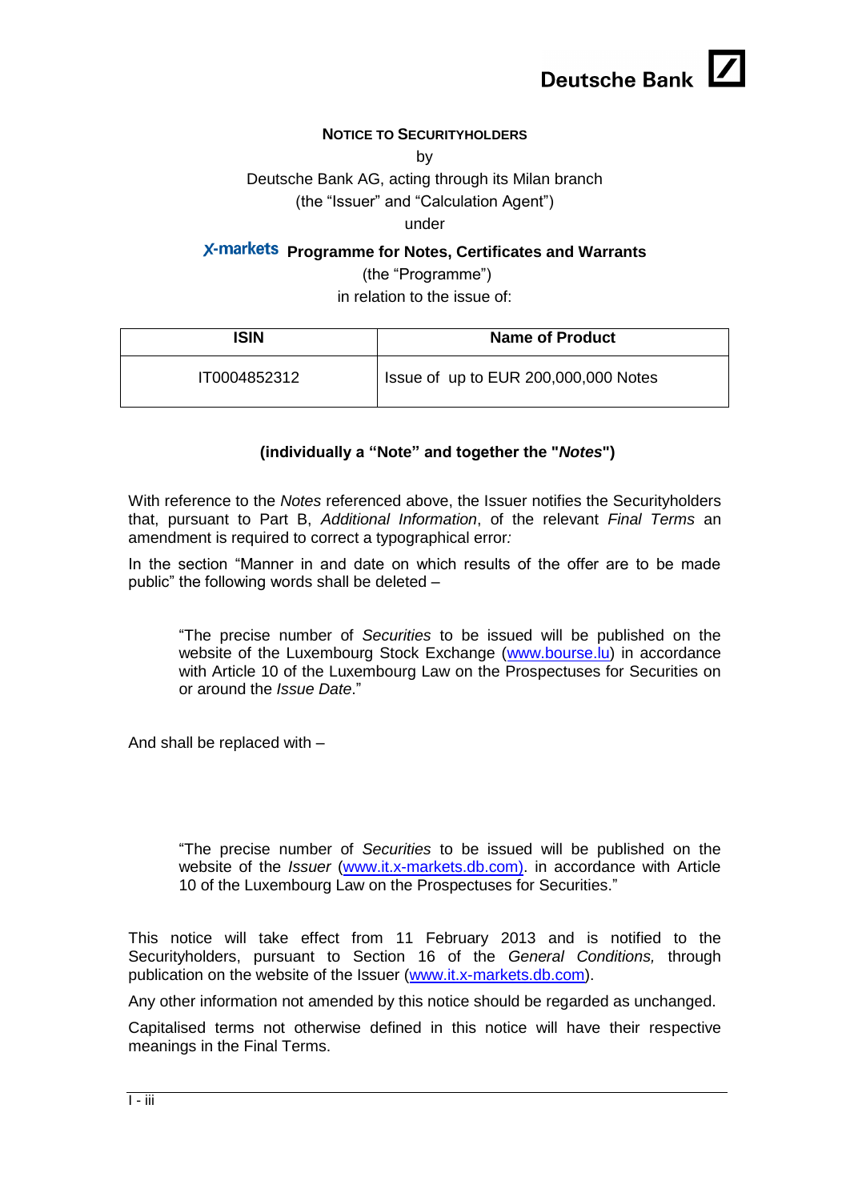**NOTICE TO SECURITYHOLDERS**

by

Deutsche Bank AG, acting through its Milan branch

(the "Issuer" and "Calculation Agent")

under

**X-markets Programme for Notes, Certificates and Warrants**

(the "Programme")

in relation to the issue of:

| ISIN | Name of Product |
|---|---|
| IT0004852312 | Issue of up to EUR 200,000,000 Notes |

**(individually a "Note" and together the "*Notes*")**

With reference to the *Notes* referenced above, the Issuer notifies the Securityholders that, pursuant to Part B, *Additional Information*, of the relevant *Final Terms* an amendment is required to correct a typographical error*:*

In the section "Manner in and date on which results of the offer are to be made public" the following words shall be deleted –

> "The precise number of *Securities* to be issued will be published on the website of the Luxembourg Stock Exchange (www.bourse.lu) in accordance with Article 10 of the Luxembourg Law on the Prospectuses for Securities on or around the *Issue Date*."

And shall be replaced with –

> "The precise number of *Securities* to be issued will be published on the website of the *Issuer* (www.it.x-markets.db.com). in accordance with Article 10 of the Luxembourg Law on the Prospectuses for Securities."

This notice will take effect from 11 February 2013 and is notified to the Securityholders, pursuant to Section 16 of the *General Conditions,* through publication on the website of the Issuer (www.it.x-markets.db.com).

Any other information not amended by this notice should be regarded as unchanged.

Capitalised terms not otherwise defined in this notice will have their respective meanings in the Final Terms.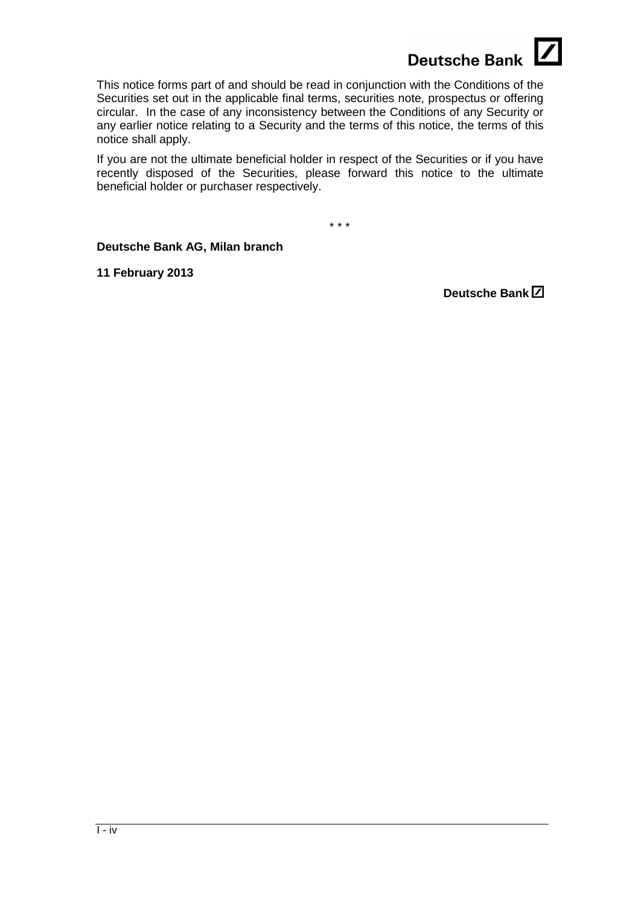This notice forms part of and should be read in conjunction with the Conditions of the Securities set out in the applicable final terms, securities note, prospectus or offering circular. In the case of any inconsistency between the Conditions of any Security or any earlier notice relating to a Security and the terms of this notice, the terms of this notice shall apply.

If you are not the ultimate beneficial holder in respect of the Securities or if you have recently disposed of the Securities, please forward this notice to the ultimate beneficial holder or purchaser respectively.

* * *

**Deutsche Bank AG, Milan branch**

**11 February 2013**

**Deutsche Bank**